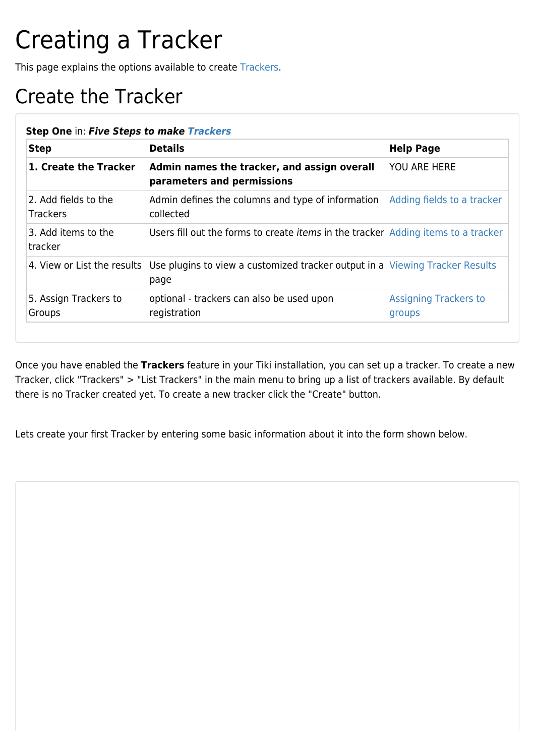# Creating a Tracker

This page explains the options available to create Trackers.

## Create the Tracker

**Step One** in: ***Five Steps to make Trackers***

| Step | Details | Help Page |
|---|---|---|
| **1. Create the Tracker** | **Admin names the tracker, and assign overall parameters and permissions** | YOU ARE HERE |
| 2. Add fields to the Trackers | Admin defines the columns and type of information collected | Adding fields to a tracker |
| 3. Add items to the tracker | Users fill out the forms to create *items* in the tracker | Adding items to a tracker |
| 4. View or List the results | Use plugins to view a customized tracker output in a page | Viewing Tracker Results |
| 5. Assign Trackers to Groups | optional - trackers can also be used upon registration | Assigning Trackers to groups |

Once you have enabled the **Trackers** feature in your Tiki installation, you can set up a tracker. To create a new Tracker, click "Trackers" > "List Trackers" in the main menu to bring up a list of trackers available. By default there is no Tracker created yet. To create a new tracker click the "Create" button.

Lets create your first Tracker by entering some basic information about it into the form shown below.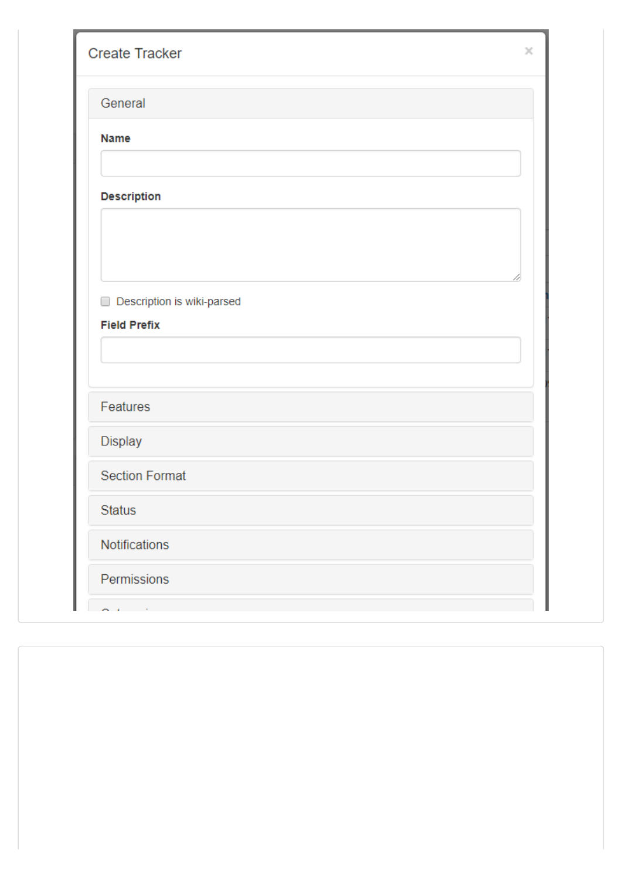Create Tracker

×

General

**Name**

**Description**

☐ Description is wiki-parsed

**Field Prefix**

Features

Display

Section Format

Status

Notifications

Permissions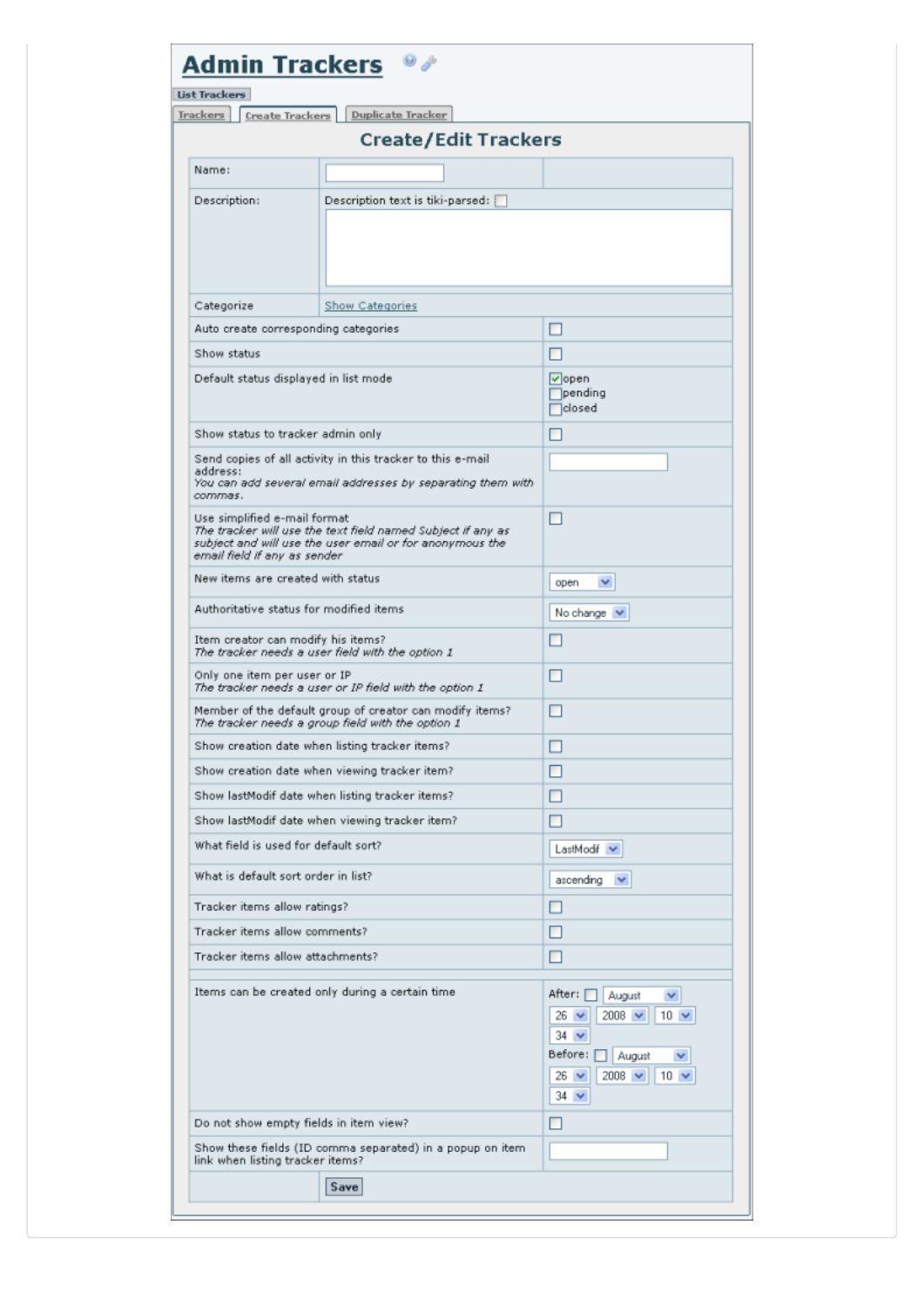# Admin Trackers

List Trackers

Trackers | Create Trackers | Duplicate Tracker

## Create/Edit Trackers

| | | |
|---|---|---|
| Name: | | |
| Description: | Description text is tiki-parsed: ☐ | |
| Categorize | Show Categories | |
| Auto create corresponding categories | | ☐ |
| Show status | | ☐ |
| Default status displayed in list mode | | ☑ open<br>☐ pending<br>☐ closed |
| Show status to tracker admin only | | ☐ |
| Send copies of all activity in this tracker to this e-mail address:<br>*You can add several email addresses by separating them with commas.* | | |
| Use simplified e-mail format<br>*The tracker will use the text field named Subject if any as subject and will use the user email or for anonymous the email field if any as sender* | | ☐ |
| New items are created with status | | open |
| Authoritative status for modified items | | No change |
| Item creator can modify his items?<br>*The tracker needs a user field with the option 1* | | ☐ |
| Only one item per user or IP<br>*The tracker needs a user or IP field with the option 1* | | ☐ |
| Member of the default group of creator can modify items?<br>*The tracker needs a group field with the option 1* | | ☐ |
| Show creation date when listing tracker items? | | ☐ |
| Show creation date when viewing tracker item? | | ☐ |
| Show lastModif date when listing tracker items? | | ☐ |
| Show lastModif date when viewing tracker item? | | ☐ |
| What field is used for default sort? | | LastModif |
| What is default sort order in list? | | ascending |
| Tracker items allow ratings? | | ☐ |
| Tracker items allow comments? | | ☐ |
| Tracker items allow attachments? | | ☐ |
| Items can be created only during a certain time | | After: ☐ August 26 2008 10 34<br>Before: ☐ August 26 2008 10 34 |
| Do not show empty fields in item view? | | ☐ |
| Show these fields (ID comma separated) in a popup on item link when listing tracker items? | | |
| | Save | |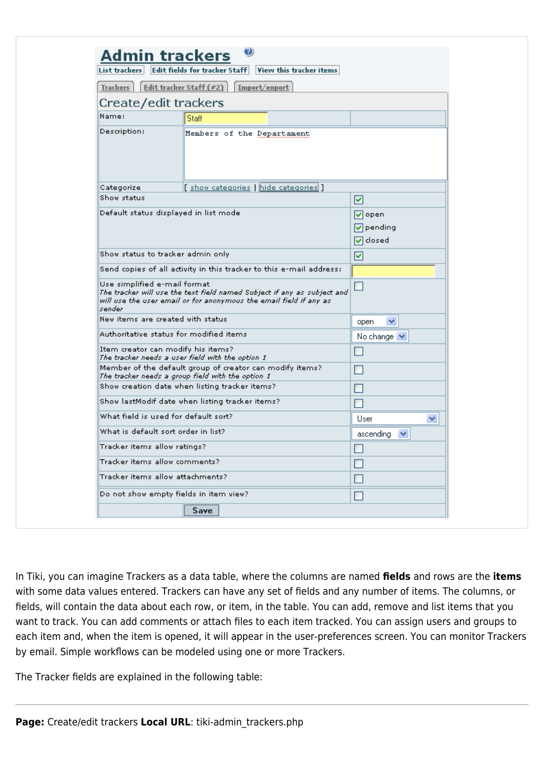# Admin trackers

List trackers | Edit fields for tracker Staff | View this tracker items

Trackers | Edit tracker Staff (#2) | Import/export

## Create/edit trackers

| | | |
|---|---|---|
| Name: | Staff | |
| Description: | Members of the Departament | |
| Categorize | [ show categories \| hide categories ] | |
| Show status | | ☑ |
| Default status displayed in list mode | | ☑ open<br>☑ pending<br>☑ closed |
| Show status to tracker admin only | | ☑ |
| Send copies of all activity in this tracker to this e-mail address: | | |
| Use simplified e-mail format<br>*The tracker will use the text field named Subject if any as subject and will use the user email or for anonymous the email field if any as sender* | | ☐ |
| New items are created with status | | open |
| Authoritative status for modified items | | No change |
| Item creator can modify his items?<br>*The tracker needs a user field with the option 1* | | ☐ |
| Member of the default group of creator can modify items?<br>*The tracker needs a group field with the option 1* | | ☐ |
| Show creation date when listing tracker items? | | ☐ |
| Show lastModif date when listing tracker items? | | ☐ |
| What field is used for default sort? | | User |
| What is default sort order in list? | | ascending |
| Tracker items allow ratings? | | ☐ |
| Tracker items allow comments? | | ☐ |
| Tracker items allow attachments? | | ☐ |
| Do not show empty fields in item view? | | ☐ |
| | Save | |

In Tiki, you can imagine Trackers as a data table, where the columns are named **fields** and rows are the **items** with some data values entered. Trackers can have any set of fields and any number of items. The columns, or fields, will contain the data about each row, or item, in the table. You can add, remove and list items that you want to track. You can add comments or attach files to each item tracked. You can assign users and groups to each item and, when the item is opened, it will appear in the user-preferences screen. You can monitor Trackers by email. Simple workflows can be modeled using one or more Trackers.

The Tracker fields are explained in the following table:

---

**Page:** Create/edit trackers **Local URL**: tiki-admin_trackers.php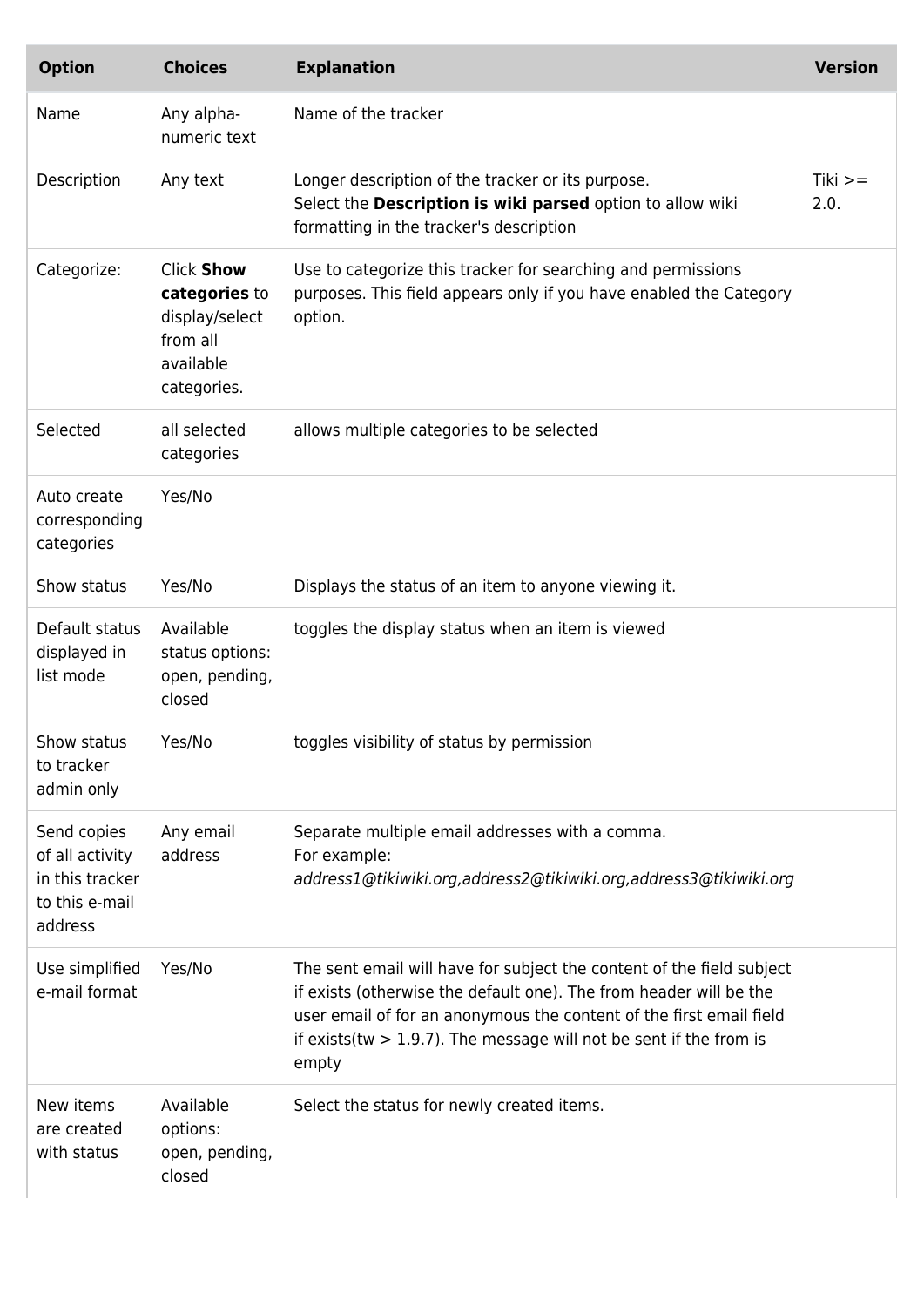| Option | Choices | Explanation | Version |
| --- | --- | --- | --- |
| Name | Any alpha-numeric text | Name of the tracker | |
| Description | Any text | Longer description of the tracker or its purpose.<br>Select the **Description is wiki parsed** option to allow wiki formatting in the tracker's description | Tiki >= 2.0. |
| Categorize: | Click **Show categories** to display/select from all available categories. | Use to categorize this tracker for searching and permissions purposes. This field appears only if you have enabled the Category option. | |
| Selected | all selected categories | allows multiple categories to be selected | |
| Auto create corresponding categories | Yes/No | | |
| Show status | Yes/No | Displays the status of an item to anyone viewing it. | |
| Default status displayed in list mode | Available status options: open, pending, closed | toggles the display status when an item is viewed | |
| Show status to tracker admin only | Yes/No | toggles visibility of status by permission | |
| Send copies of all activity in this tracker to this e-mail address | Any email address | Separate multiple email addresses with a comma.<br>For example:<br>*address1@tikiwiki.org,address2@tikiwiki.org,address3@tikiwiki.org* | |
| Use simplified e-mail format | Yes/No | The sent email will have for subject the content of the field subject if exists (otherwise the default one). The from header will be the user email of for an anonymous the content of the first email field if exists(tw > 1.9.7). The message will not be sent if the from is empty | |
| New items are created with status | Available options: open, pending, closed | Select the status for newly created items. | |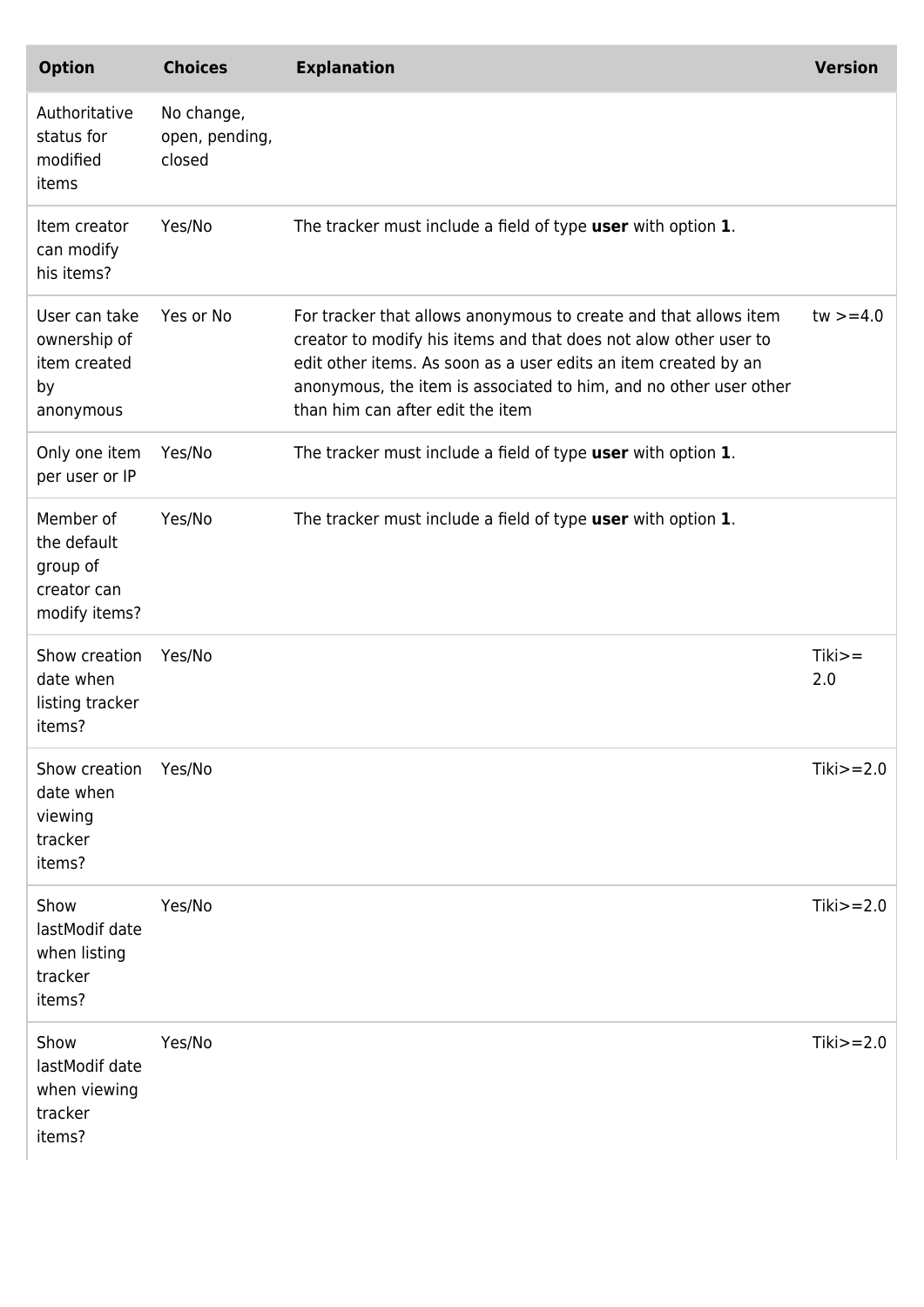| Option | Choices | Explanation | Version |
| --- | --- | --- | --- |
| Authoritative status for modified items | No change, open, pending, closed | | |
| Item creator can modify his items? | Yes/No | The tracker must include a field of type **user** with option **1**. | |
| User can take ownership of item created by anonymous | Yes or No | For tracker that allows anonymous to create and that allows item creator to modify his items and that does not alow other user to edit other items. As soon as a user edits an item created by an anonymous, the item is associated to him, and no other user other than him can after edit the item | tw >=4.0 |
| Only one item per user or IP | Yes/No | The tracker must include a field of type **user** with option **1**. | |
| Member of the default group of creator can modify items? | Yes/No | The tracker must include a field of type **user** with option **1**. | |
| Show creation date when listing tracker items? | Yes/No | | Tiki>= 2.0 |
| Show creation date when viewing tracker items? | Yes/No | | Tiki>=2.0 |
| Show lastModif date when listing tracker items? | Yes/No | | Tiki>=2.0 |
| Show lastModif date when viewing tracker items? | Yes/No | | Tiki>=2.0 |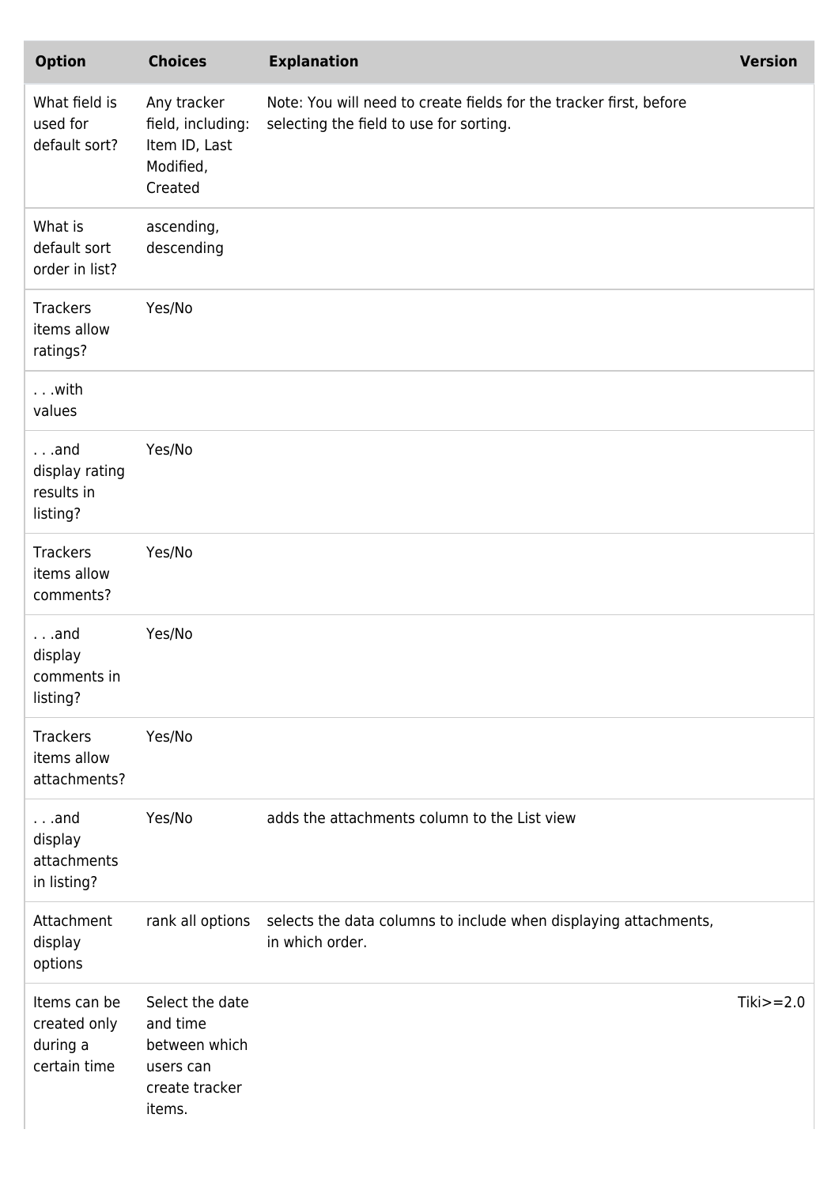| Option | Choices | Explanation | Version |
| --- | --- | --- | --- |
| What field is used for default sort? | Any tracker field, including: Item ID, Last Modified, Created | Note: You will need to create fields for the tracker first, before selecting the field to use for sorting. | |
| What is default sort order in list? | ascending, descending | | |
| Trackers items allow ratings? | Yes/No | | |
| . . .with values | | | |
| . . .and display rating results in listing? | Yes/No | | |
| Trackers items allow comments? | Yes/No | | |
| . . .and display comments in listing? | Yes/No | | |
| Trackers items allow attachments? | Yes/No | | |
| . . .and display attachments in listing? | Yes/No | adds the attachments column to the List view | |
| Attachment display options | rank all options | selects the data columns to include when displaying attachments, in which order. | |
| Items can be created only during a certain time | Select the date and time between which users can create tracker items. | | Tiki>=2.0 |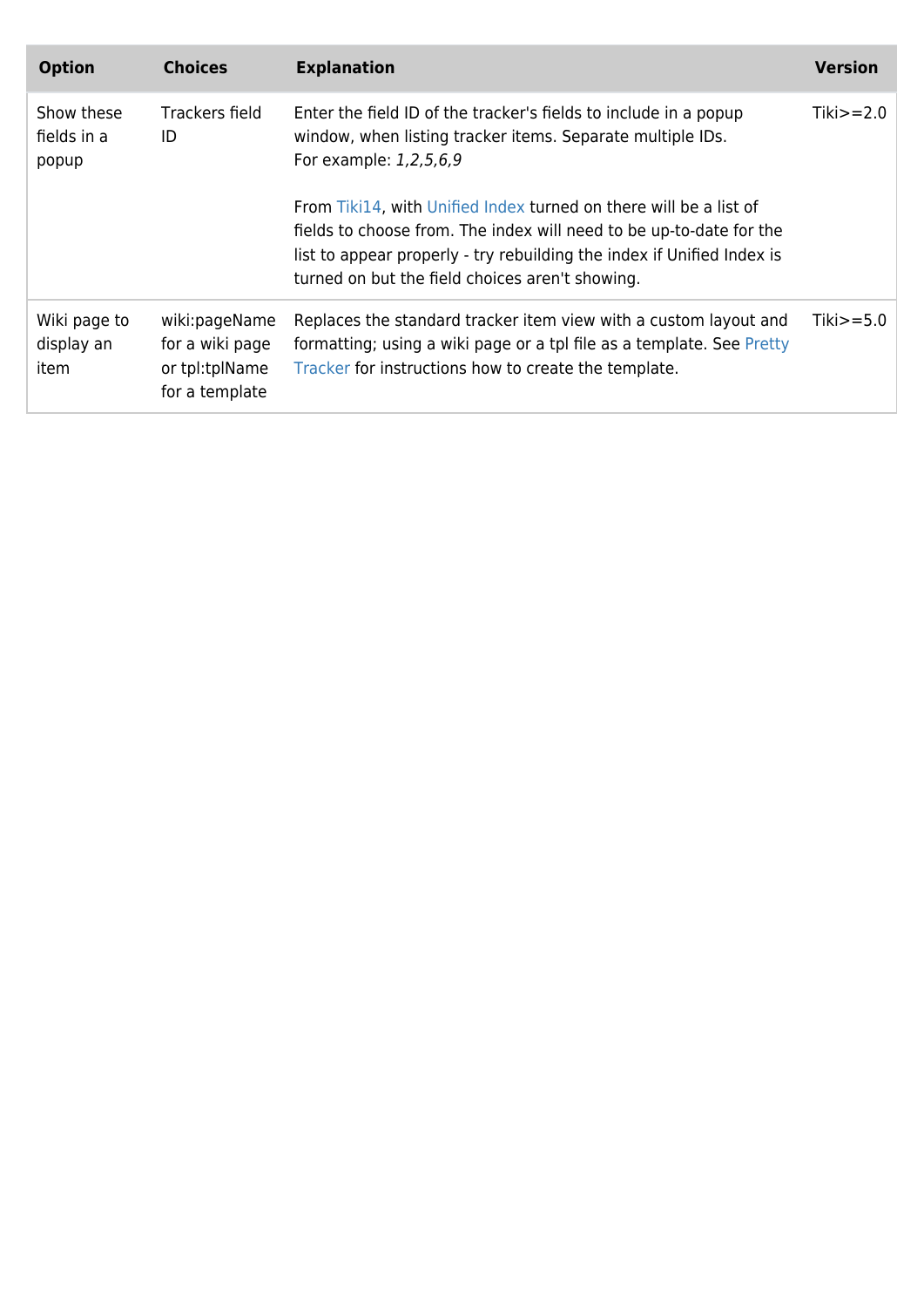| Option | Choices | Explanation | Version |
|---|---|---|---|
| Show these fields in a popup | Trackers field ID | Enter the field ID of the tracker's fields to include in a popup window, when listing tracker items. Separate multiple IDs.<br>For example: *1,2,5,6,9*<br><br>From Tiki14, with Unified Index turned on there will be a list of fields to choose from. The index will need to be up-to-date for the list to appear properly - try rebuilding the index if Unified Index is turned on but the field choices aren't showing. | Tiki>=2.0 |
| Wiki page to display an item | wiki:pageName for a wiki page or tpl:tplName for a template | Replaces the standard tracker item view with a custom layout and formatting; using a wiki page or a tpl file as a template. See Pretty Tracker for instructions how to create the template. | Tiki>=5.0 |